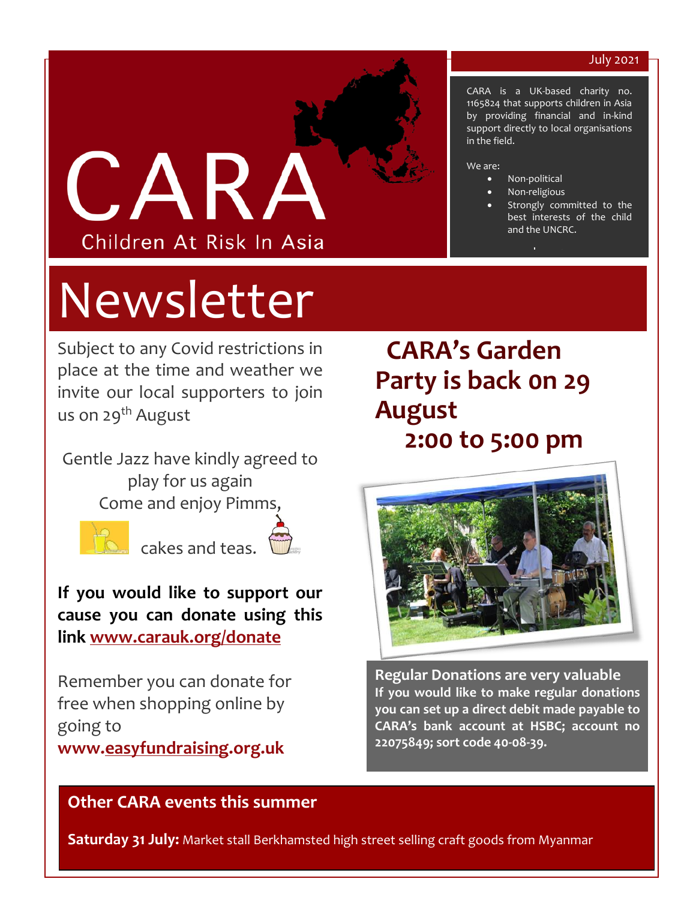# CARA

Children At Risk In Asia

July 2021

CARA is a UK-based charity no. 1165824 that supports children in Asia by providing financial and in-kind support directly to local organisations in the field.

We are:

- Non-political
- Non-religious
- Strongly committed to the best interests of the child and the UNCRC.

# Newsletter

## CARA's Garden Party is back on 29 August 2:00 to 5:00 pm

Subject to any Covid restrictions in place at the time and weather we invite our local supporters to join us on 29th August

Gentle Jazz have kindly agreed to play for us again
Come and enjoy Pimms, cakes and teas.

**If you would like to support our cause you can donate using this link [www.carauk.org/donate](www.carauk.org/donate)**

Remember you can donate for free when shopping online by going to **www.easyfundraising.org.uk**

**Regular Donations are very valuable**
**If you would like to make regular donations you can set up a direct debit made payable to CARA's bank account at HSBC; account no 22075849; sort code 40-08-39.**

## Other CARA events this summer

**Saturday 31 July:** Market stall Berkhamsted high street selling craft goods from Myanmar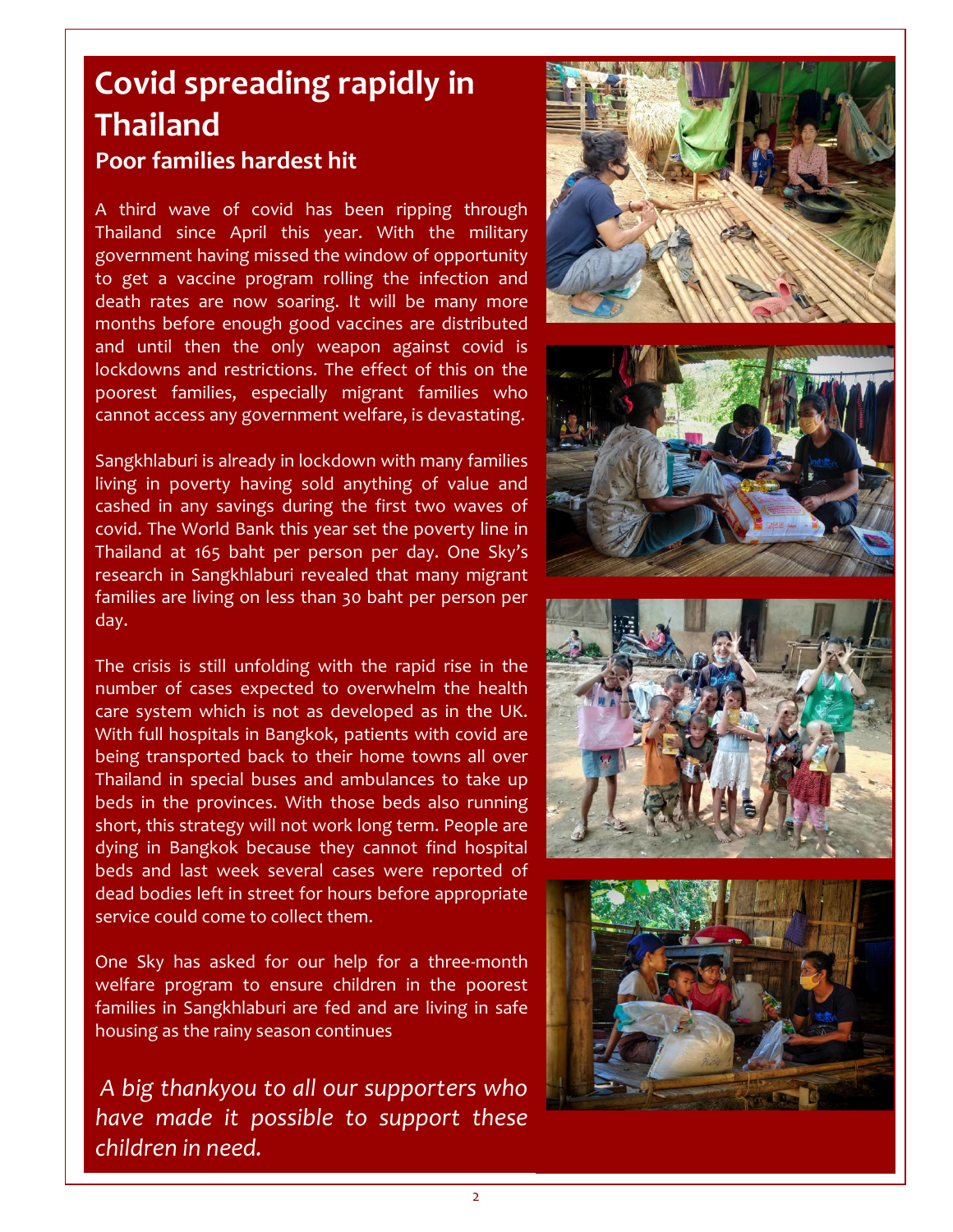# Covid spreading rapidly in Thailand

## Poor families hardest hit

A third wave of covid has been ripping through Thailand since April this year. With the military government having missed the window of opportunity to get a vaccine program rolling the infection and death rates are now soaring. It will be many more months before enough good vaccines are distributed and until then the only weapon against covid is lockdowns and restrictions. The effect of this on the poorest families, especially migrant families who cannot access any government welfare, is devastating.

Sangkhlaburi is already in lockdown with many families living in poverty having sold anything of value and cashed in any savings during the first two waves of covid. The World Bank this year set the poverty line in Thailand at 165 baht per person per day. One Sky's research in Sangkhlaburi revealed that many migrant families are living on less than 30 baht per person per day.

The crisis is still unfolding with the rapid rise in the number of cases expected to overwhelm the health care system which is not as developed as in the UK. With full hospitals in Bangkok, patients with covid are being transported back to their home towns all over Thailand in special buses and ambulances to take up beds in the provinces. With those beds also running short, this strategy will not work long term. People are dying in Bangkok because they cannot find hospital beds and last week several cases were reported of dead bodies left in street for hours before appropriate service could come to collect them.

One Sky has asked for our help for a three-month welfare program to ensure children in the poorest families in Sangkhlaburi are fed and are living in safe housing as the rainy season continues

*A big thankyou to all our supporters who have made it possible to support these children in need.*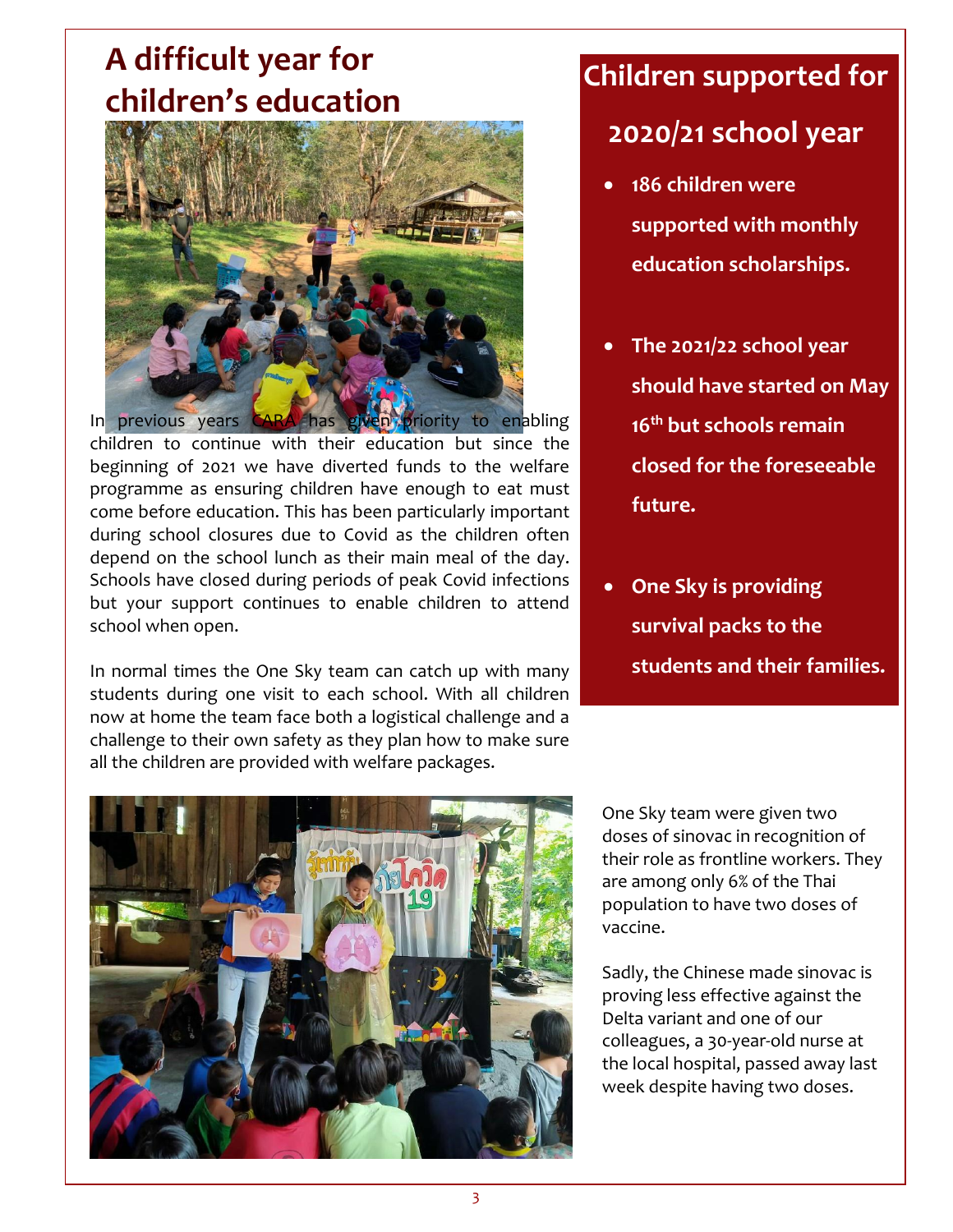# A difficult year for children's education

In previous years CARA has given priority to enabling children to continue with their education but since the beginning of 2021 we have diverted funds to the welfare programme as ensuring children have enough to eat must come before education. This has been particularly important during school closures due to Covid as the children often depend on the school lunch as their main meal of the day. Schools have closed during periods of peak Covid infections but your support continues to enable children to attend school when open.

In normal times the One Sky team can catch up with many students during one visit to each school. With all children now at home the team face both a logistical challenge and a challenge to their own safety as they plan how to make sure all the children are provided with welfare packages.

## Children supported for 2020/21 school year

- **186 children were supported with monthly education scholarships.**
- **The 2021/22 school year should have started on May 16th but schools remain closed for the foreseeable future.**
- **One Sky is providing survival packs to the students and their families.**

One Sky team were given two doses of sinovac in recognition of their role as frontline workers. They are among only 6% of the Thai population to have two doses of vaccine.

Sadly, the Chinese made sinovac is proving less effective against the Delta variant and one of our colleagues, a 30-year-old nurse at the local hospital, passed away last week despite having two doses.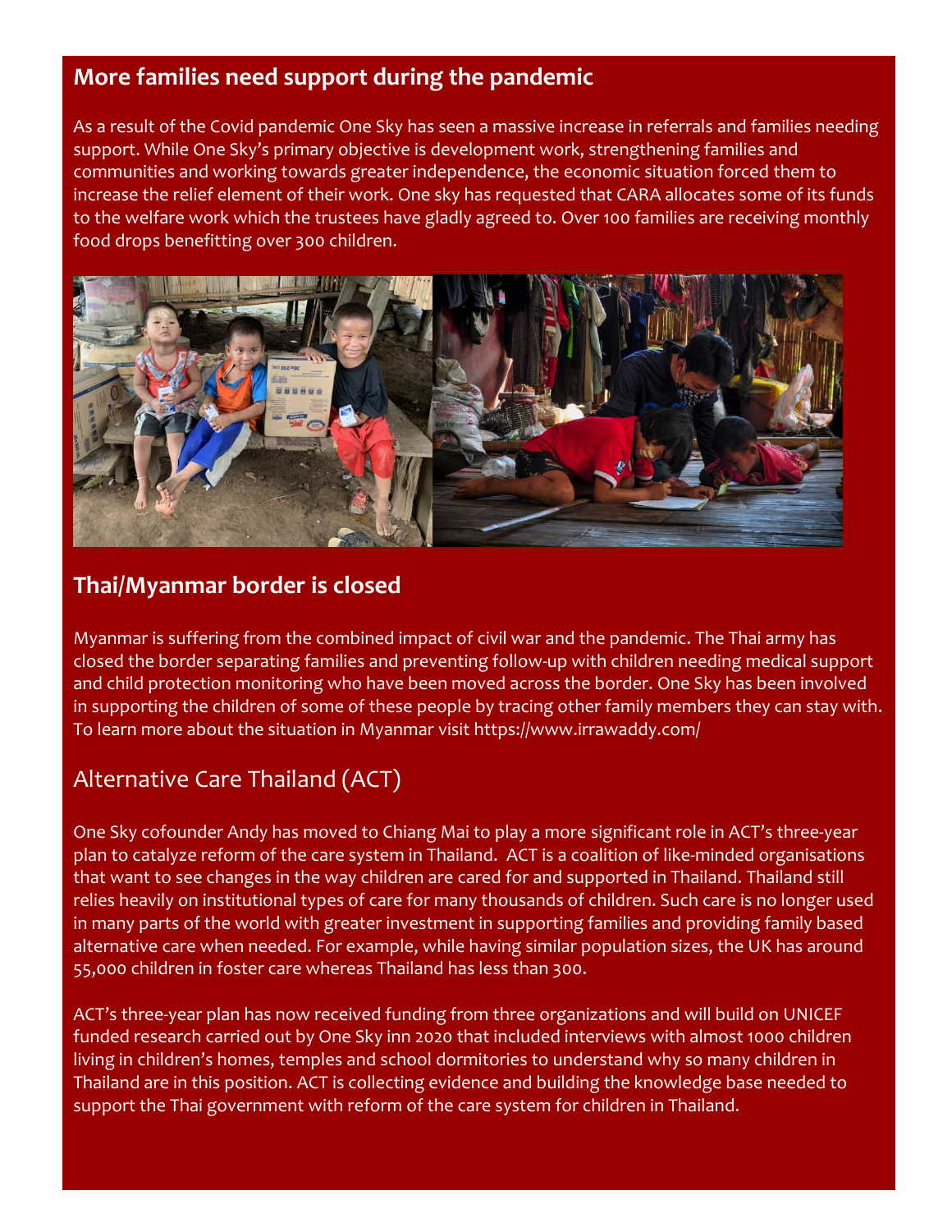## More families need support during the pandemic

As a result of the Covid pandemic One Sky has seen a massive increase in referrals and families needing support. While One Sky's primary objective is development work, strengthening families and communities and working towards greater independence, the economic situation forced them to increase the relief element of their work. One sky has requested that CARA allocates some of its funds to the welfare work which the trustees have gladly agreed to. Over 100 families are receiving monthly food drops benefitting over 300 children.

## Thai/Myanmar border is closed

Myanmar is suffering from the combined impact of civil war and the pandemic. The Thai army has closed the border separating families and preventing follow-up with children needing medical support and child protection monitoring who have been moved across the border. One Sky has been involved in supporting the children of some of these people by tracing other family members they can stay with. To learn more about the situation in Myanmar visit https://www.irrawaddy.com/

## Alternative Care Thailand (ACT)

One Sky cofounder Andy has moved to Chiang Mai to play a more significant role in ACT's three-year plan to catalyze reform of the care system in Thailand. ACT is a coalition of like-minded organisations that want to see changes in the way children are cared for and supported in Thailand. Thailand still relies heavily on institutional types of care for many thousands of children. Such care is no longer used in many parts of the world with greater investment in supporting families and providing family based alternative care when needed. For example, while having similar population sizes, the UK has around 55,000 children in foster care whereas Thailand has less than 300.

ACT's three-year plan has now received funding from three organizations and will build on UNICEF funded research carried out by One Sky inn 2020 that included interviews with almost 1000 children living in children's homes, temples and school dormitories to understand why so many children in Thailand are in this position. ACT is collecting evidence and building the knowledge base needed to support the Thai government with reform of the care system for children in Thailand.